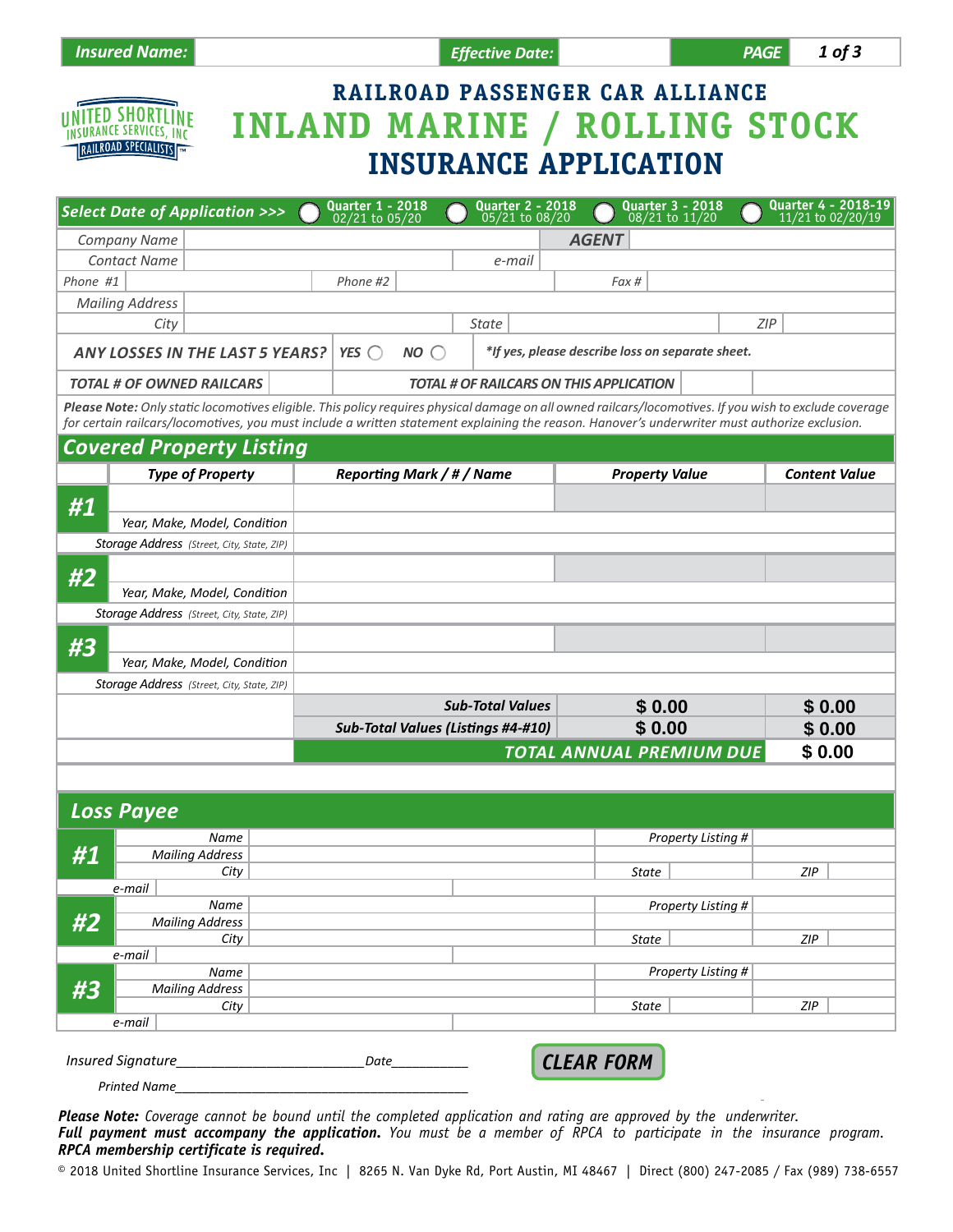| Insured Name: | | Effective Date: | |
|---|---|---|---|

UNITED SHORTLINE INSURANCE SERVICES, INC
RAILROAD SPECIALISTS

# RAILROAD PASSENGER CAR ALLIANCE
# INLAND MARINE / ROLLING STOCK
# INSURANCE APPLICATION

**Select Date of Application >>>** ○ Quarter 1 - 2018 02/21 to 05/20 ○ Quarter 2 - 2018 05/21 to 08/20 ○ Quarter 3 - 2018 08/21 to 11/20 ○ Quarter 4 - 2018-19 11/21 to 02/20/19

| | | | |
|---|---|---|---|
| Company Name | | AGENT | |
| Contact Name | | e-mail | |
| Phone #1 | Phone #2 | Fax # | |
| Mailing Address | | | |
| City | | State | ZIP |

**ANY LOSSES IN THE LAST 5 YEARS?** YES ○ NO ○ ***If yes, please describe loss on separate sheet.**

| TOTAL # OF OWNED RAILCARS | | TOTAL # OF RAILCARS ON THIS APPLICATION | |
|---|---|---|---|

***Please Note:*** *Only static locomotives eligible. This policy requires physical damage on all owned railcars/locomotives. If you wish to exclude coverage for certain railcars/locomotives, you must include a written statement explaining the reason. Hanover's underwriter must authorize exclusion.*

## Covered Property Listing

| | Type of Property | Reporting Mark / # / Name | Property Value | Content Value |
|---|---|---|---|---|
| #1 | | | | |
| | Year, Make, Model, Condition | | | |
| | Storage Address (Street, City, State, ZIP) | | | |
| #2 | | | | |
| | Year, Make, Model, Condition | | | |
| | Storage Address (Street, City, State, ZIP) | | | |
| #3 | | | | |
| | Year, Make, Model, Condition | | | |
| | Storage Address (Street, City, State, ZIP) | | | |
| | | Sub-Total Values | $ 0.00 | $ 0.00 |
| | | Sub-Total Values (Listings #4-#10) | $ 0.00 | $ 0.00 |
| | | TOTAL ANNUAL PREMIUM DUE | | $ 0.00 |

## Loss Payee

| | | | | |
|---|---|---|---|---|
| #1 | Name | | Property Listing # | |
| | Mailing Address | | | |
| | City | | State | ZIP |
| | e-mail | | | |
| #2 | Name | | Property Listing # | |
| | Mailing Address | | | |
| | City | | State | ZIP |
| | e-mail | | | |
| #3 | Name | | Property Listing # | |
| | Mailing Address | | | |
| | City | | State | ZIP |
| | e-mail | | | |

Insured Signature\_\_\_\_\_\_\_\_\_\_\_\_\_\_\_\_\_\_\_\_\_\_\_\_ Date\_\_\_\_\_\_\_\_\_\_

Printed Name\_\_\_\_\_\_\_\_\_\_\_\_\_\_\_\_\_\_\_\_\_\_\_\_\_\_\_\_\_\_\_\_\_\_\_\_\_\_\_\_

CLEAR FORM

***Please Note:*** *Coverage cannot be bound until the completed application and rating are approved by the underwriter.*
***Full payment must accompany the application.*** *You must be a member of RPCA to participate in the insurance program.*
***RPCA membership certificate is required.***

© 2018 United Shortline Insurance Services, Inc | 8265 N. Van Dyke Rd, Port Austin, MI 48467 | Direct (800) 247-2085 / Fax (989) 738-6557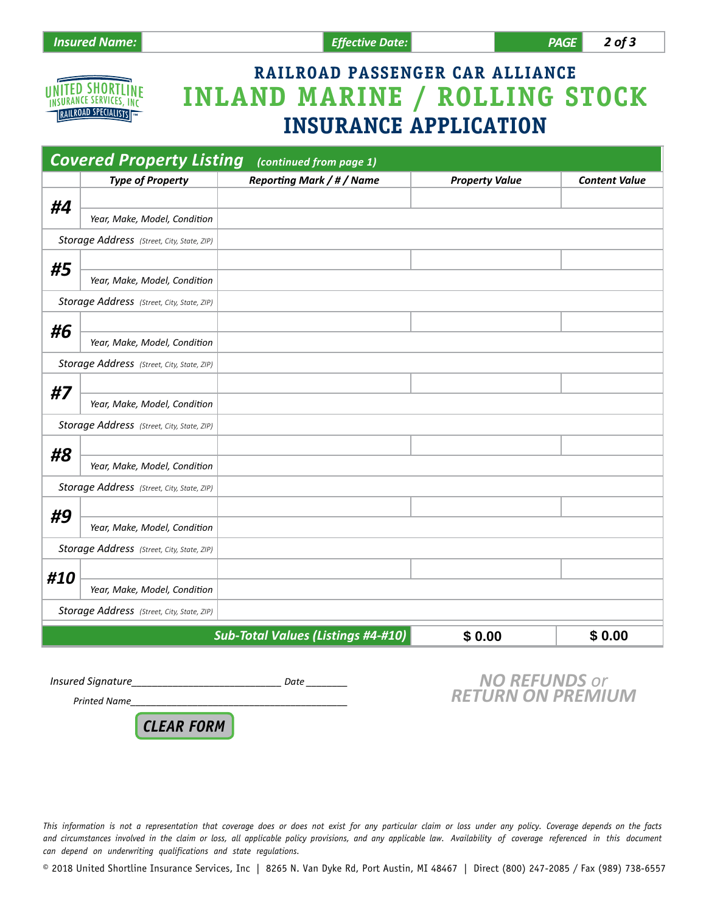**Insured Name:** | **Effective Date:**

RAILROAD PASSENGER CAR ALLIANCE

# INLAND MARINE / ROLLING STOCK

# INSURANCE APPLICATION

## *Covered Property Listing* *(continued from page 1)*

| | *Type of Property* | *Reporting Mark / # / Name* | *Property Value* | *Content Value* |
|---|---|---|---|---|
| **#4** | | | | |
| | *Year, Make, Model, Condition* | | | |
| *Storage Address (Street, City, State, ZIP)* | | | | |
| **#5** | | | | |
| | *Year, Make, Model, Condition* | | | |
| *Storage Address (Street, City, State, ZIP)* | | | | |
| **#6** | | | | |
| | *Year, Make, Model, Condition* | | | |
| *Storage Address (Street, City, State, ZIP)* | | | | |
| **#7** | | | | |
| | *Year, Make, Model, Condition* | | | |
| *Storage Address (Street, City, State, ZIP)* | | | | |
| **#8** | | | | |
| | *Year, Make, Model, Condition* | | | |
| *Storage Address (Street, City, State, ZIP)* | | | | |
| **#9** | | | | |
| | *Year, Make, Model, Condition* | | | |
| *Storage Address (Street, City, State, ZIP)* | | | | |
| **#10** | | | | |
| | *Year, Make, Model, Condition* | | | |
| *Storage Address (Street, City, State, ZIP)* | | | | |
| | | ***Sub-Total Values (Listings #4-#10)*** | **$ 0.00** | **$ 0.00** |

*Insured Signature*___________________________ *Date* ________

*Printed Name*_________________________________________

**CLEAR FORM**

***NO REFUNDS** or* ***RETURN ON PREMIUM***

*This information is not a representation that coverage does or does not exist for any particular claim or loss under any policy. Coverage depends on the facts and circumstances involved in the claim or loss, all applicable policy provisions, and any applicable law. Availability of coverage referenced in this document can depend on underwriting qualifications and state regulations.*

© 2018 United Shortline Insurance Services, Inc | 8265 N. Van Dyke Rd, Port Austin, MI 48467 | Direct (800) 247-2085 / Fax (989) 738-6557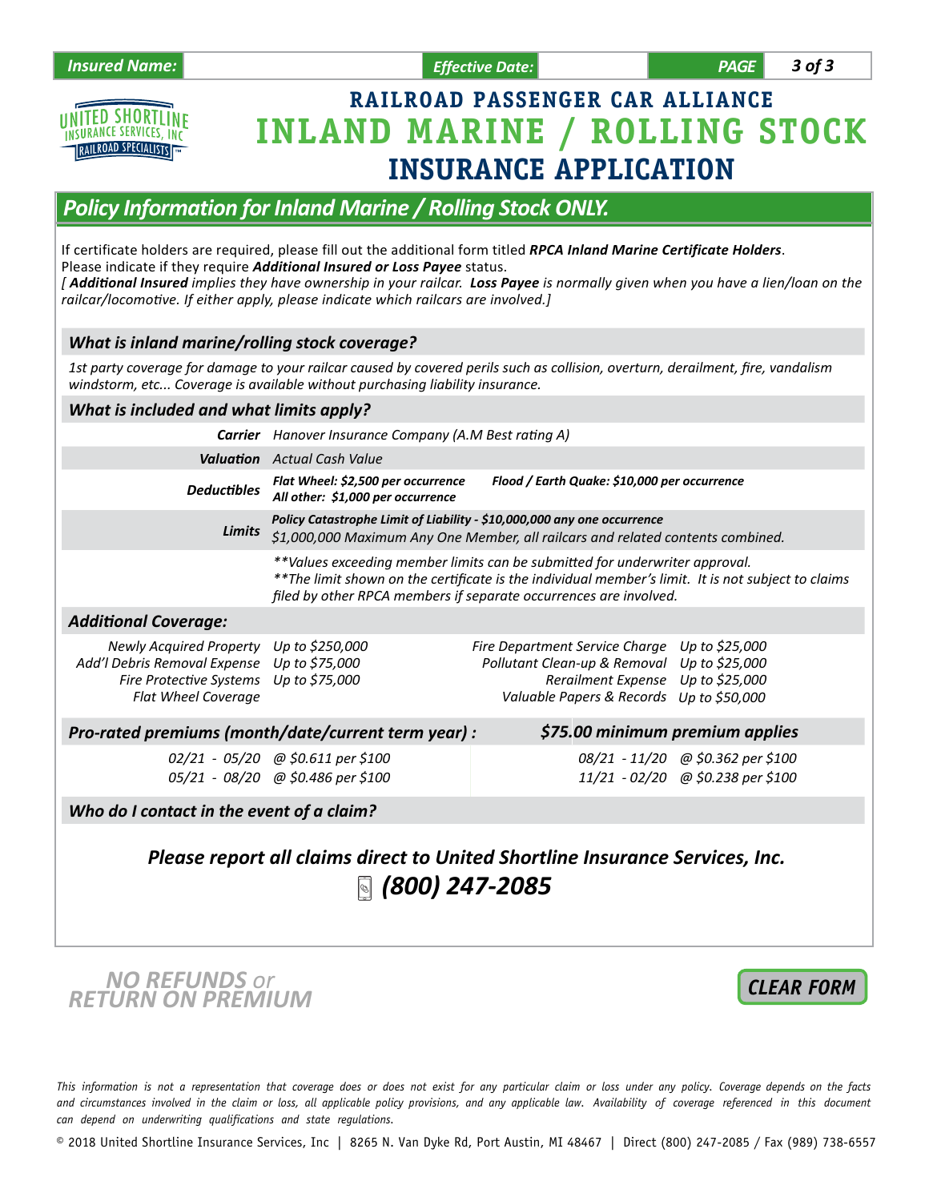Insured Name: Effective Date:

# RAILROAD PASSENGER CAR ALLIANCE
# INLAND MARINE / ROLLING STOCK
# INSURANCE APPLICATION

## *Policy Information for Inland Marine / Rolling Stock ONLY.*

If certificate holders are required, please fill out the additional form titled ***RPCA Inland Marine Certificate Holders***.
Please indicate if they require ***Additional Insured or Loss Payee*** status.
*[ **Additional Insured** implies they have ownership in your railcar. **Loss Payee** is normally given when you have a lien/loan on the railcar/locomotive. If either apply, please indicate which railcars are involved.]*

### *What is inland marine/rolling stock coverage?*

*1st party coverage for damage to your railcar caused by covered perils such as collision, overturn, derailment, fire, vandalism windstorm, etc... Coverage is available without purchasing liability insurance.*

### *What is included and what limits apply?*

| | |
|---|---|
| ***Carrier*** | *Hanover Insurance Company (A.M Best rating A)* |
| ***Valuation*** | *Actual Cash Value* |
| ***Deductibles*** | ***Flat Wheel: $2,500 per occurrence*** ***All other: $1,000 per occurrence*** ***Flood / Earth Quake: $10,000 per occurrence*** |
| ***Limits*** | ***Policy Catastrophe Limit of Liability - $10,000,000 any one occurrence*** *$1,000,000 Maximum Any One Member, all railcars and related contents combined.* |
| | *\*\*Values exceeding member limits can be submitted for underwriter approval.* *\*\*The limit shown on the certificate is the individual member's limit. It is not subject to claims filed by other RPCA members if separate occurrences are involved.* |

### *Additional Coverage:*

| | | | |
|---|---|---|---|
| *Newly Acquired Property* | *Up to $250,000* | *Fire Department Service Charge* | *Up to $25,000* |
| *Add'l Debris Removal Expense* | *Up to $75,000* | *Pollutant Clean-up & Removal* | *Up to $25,000* |
| *Fire Protective Systems* | *Up to $75,000* | *Rerailment Expense* | *Up to $25,000* |
| *Flat Wheel Coverage* | | *Valuable Papers & Records* | *Up to $50,000* |

### *Pro-rated premiums (month/date/current term year) :* *$75.00 minimum premium applies*

| | | | |
|---|---|---|---|
| *02/21 - 05/20* | *@ $0.611 per $100* | *08/21 - 11/20* | *@ $0.362 per $100* |
| *05/21 - 08/20* | *@ $0.486 per $100* | *11/21 - 02/20* | *@ $0.238 per $100* |

### *Who do I contact in the event of a claim?*

***Please report all claims direct to United Shortline Insurance Services, Inc.***
***(800) 247-2085***

**NO REFUNDS** *or* **RETURN ON PREMIUM**

*This information is not a representation that coverage does or does not exist for any particular claim or loss under any policy. Coverage depends on the facts and circumstances involved in the claim or loss, all applicable policy provisions, and any applicable law. Availability of coverage referenced in this document can depend on underwriting qualifications and state regulations.*

© 2018 United Shortline Insurance Services, Inc | 8265 N. Van Dyke Rd, Port Austin, MI 48467 | Direct (800) 247-2085 / Fax (989) 738-6557